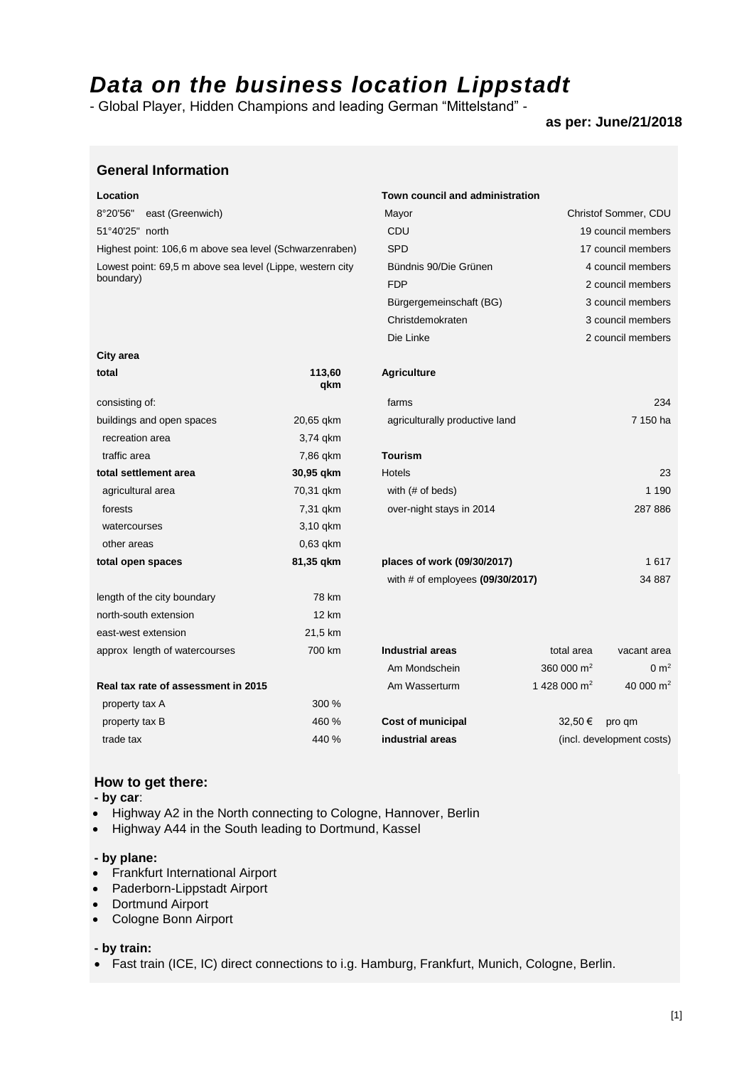# *Data on the business location Lippstadt*

- Global Player, Hidden Champions and leading German "Mittelstand" -

**as per: June/21/2018**

## General Information

**Location**

8°20'56" east (Greenwich)

51°40'25" north

Highest point: 106,6 m above sea level (Schwarzenraben)

Lowest point: 69,5 m above sea level (Lippe, western city boundary)

**Town council and administration**

| | |
|---|---|
| Mayor | Christof Sommer, CDU |
| CDU | 19 council members |
| SPD | 17 council members |
| Bündnis 90/Die Grünen | 4 council members |
| FDP | 2 council members |
| Bürgergemeinschaft (BG) | 3 council members |
| Christdemokraten | 3 council members |
| Die Linke | 2 council members |

**City area**

| | |
|---|---|
| **total** | **113,60 qkm** |
| consisting of: | |
| buildings and open spaces | 20,65 qkm |
| recreation area | 3,74 qkm |
| traffic area | 7,86 qkm |
| **total settlement area** | **30,95 qkm** |
| agricultural area | 70,31 qkm |
| forests | 7,31 qkm |
| watercourses | 3,10 qkm |
| other areas | 0,63 qkm |
| **total open spaces** | **81,35 qkm** |
| length of the city boundary | 78 km |
| north-south extension | 12 km |
| east-west extension | 21,5 km |
| approx length of watercourses | 700 km |

**Agriculture**

| | |
|---|---|
| farms | 234 |
| agriculturally productive land | 7 150 ha |

**Tourism**

| | |
|---|---|
| Hotels | 23 |
| with (# of beds) | 1 190 |
| over-night stays in 2014 | 287 886 |

| | |
|---|---|
| **places of work (09/30/2017)** | 1 617 |
| with # of employees **(09/30/2017)** | 34 887 |

**Real tax rate of assessment in 2015**

| | |
|---|---|
| property tax A | 300 % |
| property tax B | 460 % |
| trade tax | 440 % |

| **Industrial areas** | total area | vacant area |
|---|---|---|
| Am Mondschein | 360 000 m² | 0 m² |
| Am Wasserturm | 1 428 000 m² | 40 000 m² |

**Cost of municipal industrial areas**: 32,50 € pro qm (incl. development costs)

## How to get there:

**- by car**:

- Highway A2 in the North connecting to Cologne, Hannover, Berlin
- Highway A44 in the South leading to Dortmund, Kassel

**- by plane:**

- Frankfurt International Airport
- Paderborn-Lippstadt Airport
- Dortmund Airport
- Cologne Bonn Airport

**- by train:**

- Fast train (ICE, IC) direct connections to i.g. Hamburg, Frankfurt, Munich, Cologne, Berlin.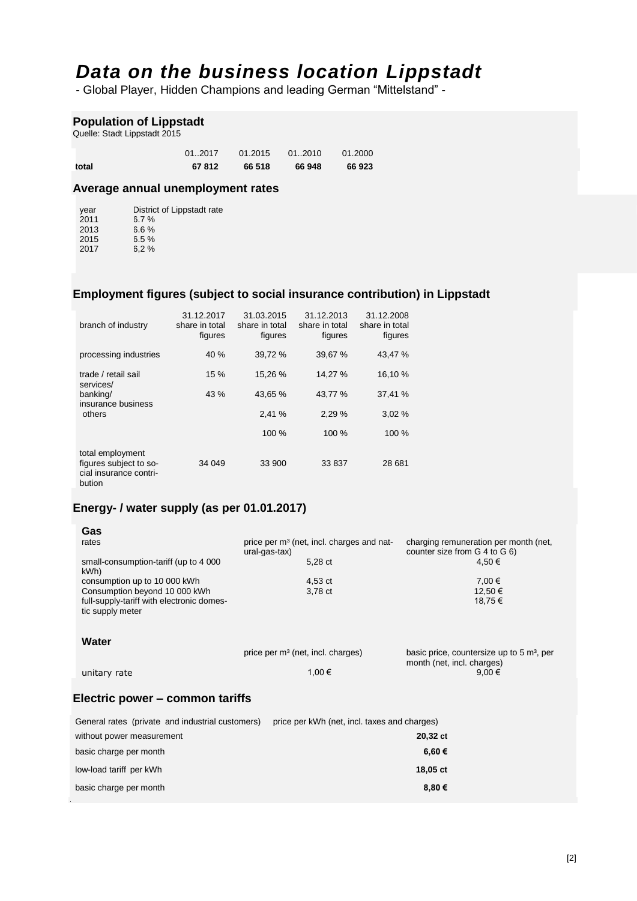# *Data on the business location Lippstadt*

- Global Player, Hidden Champions and leading German "Mittelstand" -

## Population of Lippstadt

Quelle: Stadt Lippstadt 2015

| | 01..2017 | 01.2015 | 01..2010 | 01.2000 |
|---|---|---|---|---|
| **total** | **67 812** | **66 518** | **66 948** | **66 923** |

## Average annual unemployment rates

| year | District of Lippstadt rate |
|---|---|
| 2011 | 6.7 % |
| 2013 | 6.6 % |
| 2015 | 6.5 % |
| 2017 | 6,2 % |

## Employment figures (subject to social insurance contribution) in Lippstadt

| branch of industry | 31.12.2017 share in total figures | 31.03.2015 share in total figures | 31.12.2013 share in total figures | 31.12.2008 share in total figures |
|---|---|---|---|---|
| processing industries | 40 % | 39,72 % | 39,67 % | 43,47 % |
| trade / retail sail | 15 % | 15,26 % | 14,27 % | 16,10 % |
| services/ banking/ insurance business | 43 % | 43,65 % | 43,77 % | 37,41 % |
| others | | 2,41 % | 2,29 % | 3,02 % |
| | | 100 % | 100 % | 100 % |
| total employment figures subject to social insurance contribution | 34 049 | 33 900 | 33 837 | 28 681 |

## Energy- / water supply (as per 01.01.2017)

### Gas

| rates | price per m³ (net, incl. charges and natural-gas-tax) | charging remuneration per month (net, counter size from G 4 to G 6) |
|---|---|---|
| small-consumption-tariff (up to 4 000 kWh) | 5,28 ct | 4,50 € |
| consumption up to 10 000 kWh | 4,53 ct | 7,00 € |
| Consumption beyond 10 000 kWh | 3,78 ct | 12,50 € |
| full-supply-tariff with electronic domestic supply meter | | 18,75 € |

### Water

| | price per m³ (net, incl. charges) | basic price, countersize up to 5 m³, per month (net, incl. charges) |
|---|---|---|
| unitary rate | 1,00 € | 9,00 € |

## Electric power – common tariffs

| General rates (private and industrial customers) | price per kWh (net, incl. taxes and charges) |
|---|---|
| without power measurement | **20,32 ct** |
| basic charge per month | **6,60 €** |
| low-load tariff per kWh | **18,05 ct** |
| basic charge per month | **8,80 €** |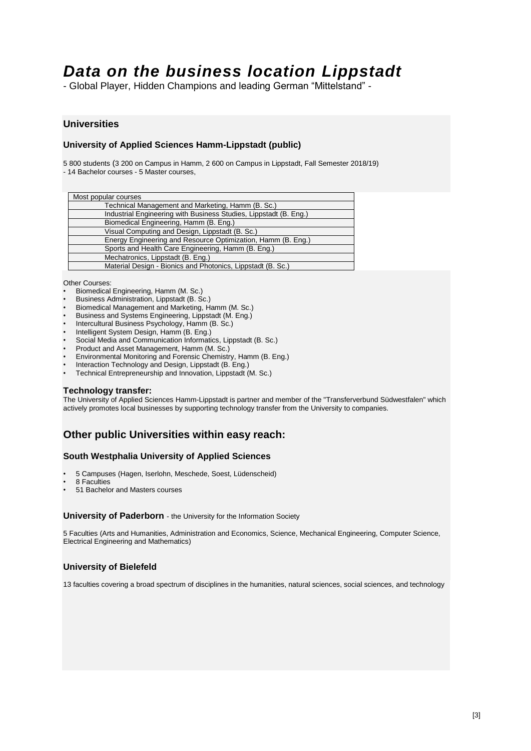# *Data on the business location Lippstadt*

- Global Player, Hidden Champions and leading German "Mittelstand" -

## Universities

### University of Applied Sciences Hamm-Lippstadt (public)

5 800 students (3 200 on Campus in Hamm, 2 600 on Campus in Lippstadt, Fall Semester 2018/19)
- 14 Bachelor courses - 5 Master courses,

| Most popular courses |
|---|
| Technical Management and Marketing, Hamm (B. Sc.) |
| Industrial Engineering with Business Studies, Lippstadt (B. Eng.) |
| Biomedical Engineering, Hamm (B. Eng.) |
| Visual Computing and Design, Lippstadt (B. Sc.) |
| Energy Engineering and Resource Optimization, Hamm (B. Eng.) |
| Sports and Health Care Engineering, Hamm (B. Eng.) |
| Mechatronics, Lippstadt (B. Eng.) |
| Material Design - Bionics and Photonics, Lippstadt (B. Sc.) |

Other Courses:

- Biomedical Engineering, Hamm (M. Sc.)
- Business Administration, Lippstadt (B. Sc.)
- Biomedical Management and Marketing, Hamm (M. Sc.)
- Business and Systems Engineering, Lippstadt (M. Eng.)
- Intercultural Business Psychology, Hamm (B. Sc.)
- Intelligent System Design, Hamm (B. Eng.)
- Social Media and Communication Informatics, Lippstadt (B. Sc.)
- Product and Asset Management, Hamm (M. Sc.)
- Environmental Monitoring and Forensic Chemistry, Hamm (B. Eng.)
- Interaction Technology and Design, Lippstadt (B. Eng.)
- Technical Entrepreneurship and Innovation, Lippstadt (M. Sc.)

**Technology transfer:**
The University of Applied Sciences Hamm-Lippstadt is partner and member of the "Transferverbund Südwestfalen" which actively promotes local businesses by supporting technology transfer from the University to companies.

## Other public Universities within easy reach:

### South Westphalia University of Applied Sciences

- 5 Campuses (Hagen, Iserlohn, Meschede, Soest, Lüdenscheid)
- 8 Faculties
- 51 Bachelor and Masters courses

### University of Paderborn - the University for the Information Society

5 Faculties (Arts and Humanities, Administration and Economics, Science, Mechanical Engineering, Computer Science, Electrical Engineering and Mathematics)

### University of Bielefeld

13 faculties covering a broad spectrum of disciplines in the humanities, natural sciences, social sciences, and technology